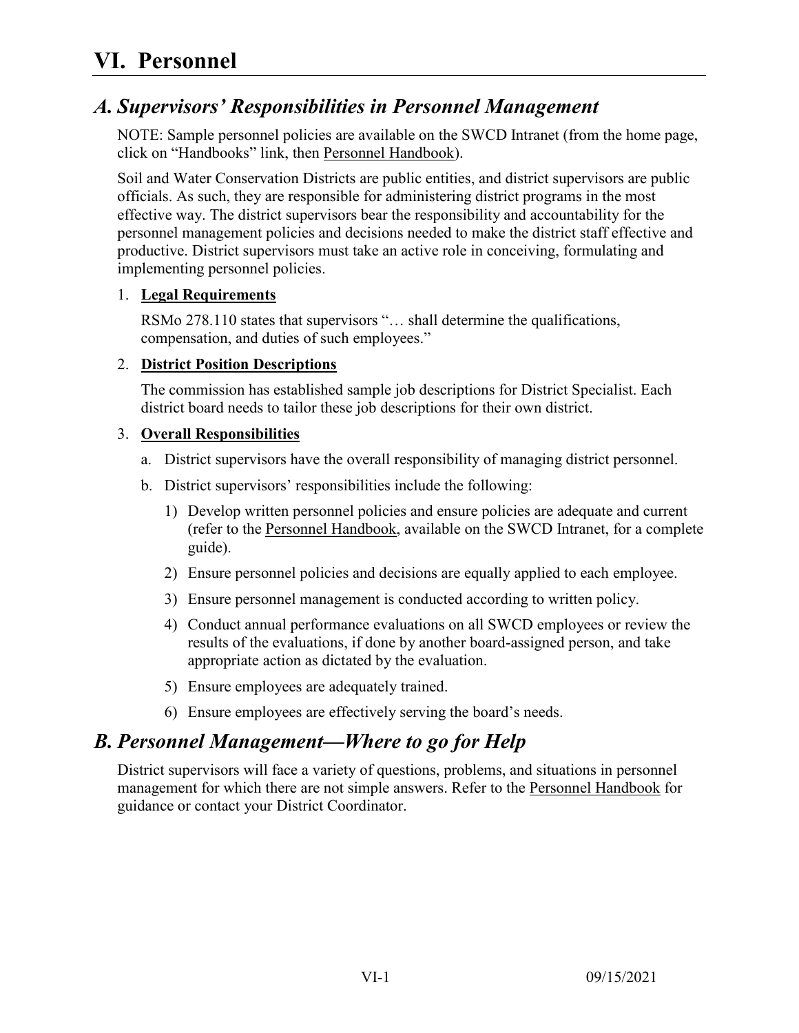# VI. Personnel

## *A. Supervisors' Responsibilities in Personnel Management*

NOTE: Sample personnel policies are available on the SWCD Intranet (from the home page, click on "Handbooks" link, then Personnel Handbook).

Soil and Water Conservation Districts are public entities, and district supervisors are public officials. As such, they are responsible for administering district programs in the most effective way. The district supervisors bear the responsibility and accountability for the personnel management policies and decisions needed to make the district staff effective and productive. District supervisors must take an active role in conceiving, formulating and implementing personnel policies.

1. **Legal Requirements**

   RSMo 278.110 states that supervisors "… shall determine the qualifications, compensation, and duties of such employees."

2. **District Position Descriptions**

   The commission has established sample job descriptions for District Specialist. Each district board needs to tailor these job descriptions for their own district.

3. **Overall Responsibilities**

   a. District supervisors have the overall responsibility of managing district personnel.

   b. District supervisors' responsibilities include the following:

      1) Develop written personnel policies and ensure policies are adequate and current (refer to the Personnel Handbook, available on the SWCD Intranet, for a complete guide).

      2) Ensure personnel policies and decisions are equally applied to each employee.

      3) Ensure personnel management is conducted according to written policy.

      4) Conduct annual performance evaluations on all SWCD employees or review the results of the evaluations, if done by another board-assigned person, and take appropriate action as dictated by the evaluation.

      5) Ensure employees are adequately trained.

      6) Ensure employees are effectively serving the board's needs.

## *B. Personnel Management—Where to go for Help*

District supervisors will face a variety of questions, problems, and situations in personnel management for which there are not simple answers. Refer to the Personnel Handbook for guidance or contact your District Coordinator.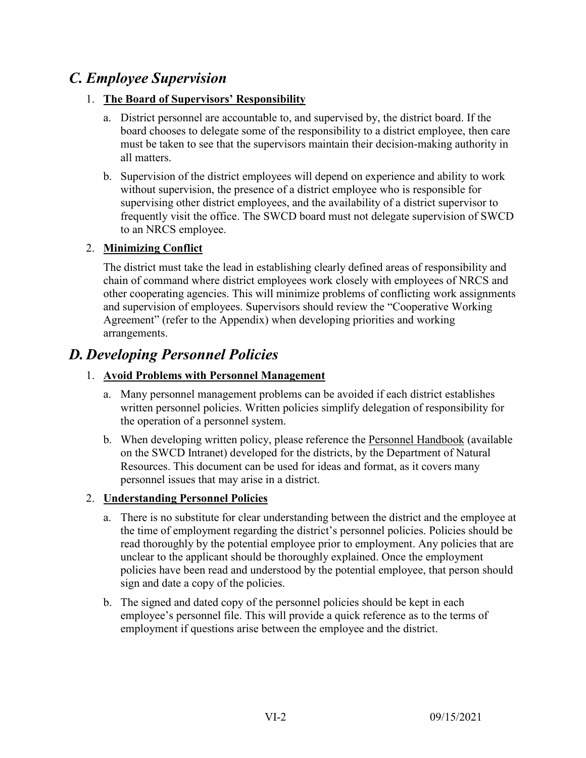## *C. Employee Supervision*

1. **The Board of Supervisors' Responsibility**

   a. District personnel are accountable to, and supervised by, the district board. If the board chooses to delegate some of the responsibility to a district employee, then care must be taken to see that the supervisors maintain their decision-making authority in all matters.

   b. Supervision of the district employees will depend on experience and ability to work without supervision, the presence of a district employee who is responsible for supervising other district employees, and the availability of a district supervisor to frequently visit the office. The SWCD board must not delegate supervision of SWCD to an NRCS employee.

2. **Minimizing Conflict**

   The district must take the lead in establishing clearly defined areas of responsibility and chain of command where district employees work closely with employees of NRCS and other cooperating agencies. This will minimize problems of conflicting work assignments and supervision of employees. Supervisors should review the "Cooperative Working Agreement" (refer to the Appendix) when developing priorities and working arrangements.

## *D. Developing Personnel Policies*

1. **Avoid Problems with Personnel Management**

   a. Many personnel management problems can be avoided if each district establishes written personnel policies. Written policies simplify delegation of responsibility for the operation of a personnel system.

   b. When developing written policy, please reference the Personnel Handbook (available on the SWCD Intranet) developed for the districts, by the Department of Natural Resources. This document can be used for ideas and format, as it covers many personnel issues that may arise in a district.

2. **Understanding Personnel Policies**

   a. There is no substitute for clear understanding between the district and the employee at the time of employment regarding the district's personnel policies. Policies should be read thoroughly by the potential employee prior to employment. Any policies that are unclear to the applicant should be thoroughly explained. Once the employment policies have been read and understood by the potential employee, that person should sign and date a copy of the policies.

   b. The signed and dated copy of the personnel policies should be kept in each employee's personnel file. This will provide a quick reference as to the terms of employment if questions arise between the employee and the district.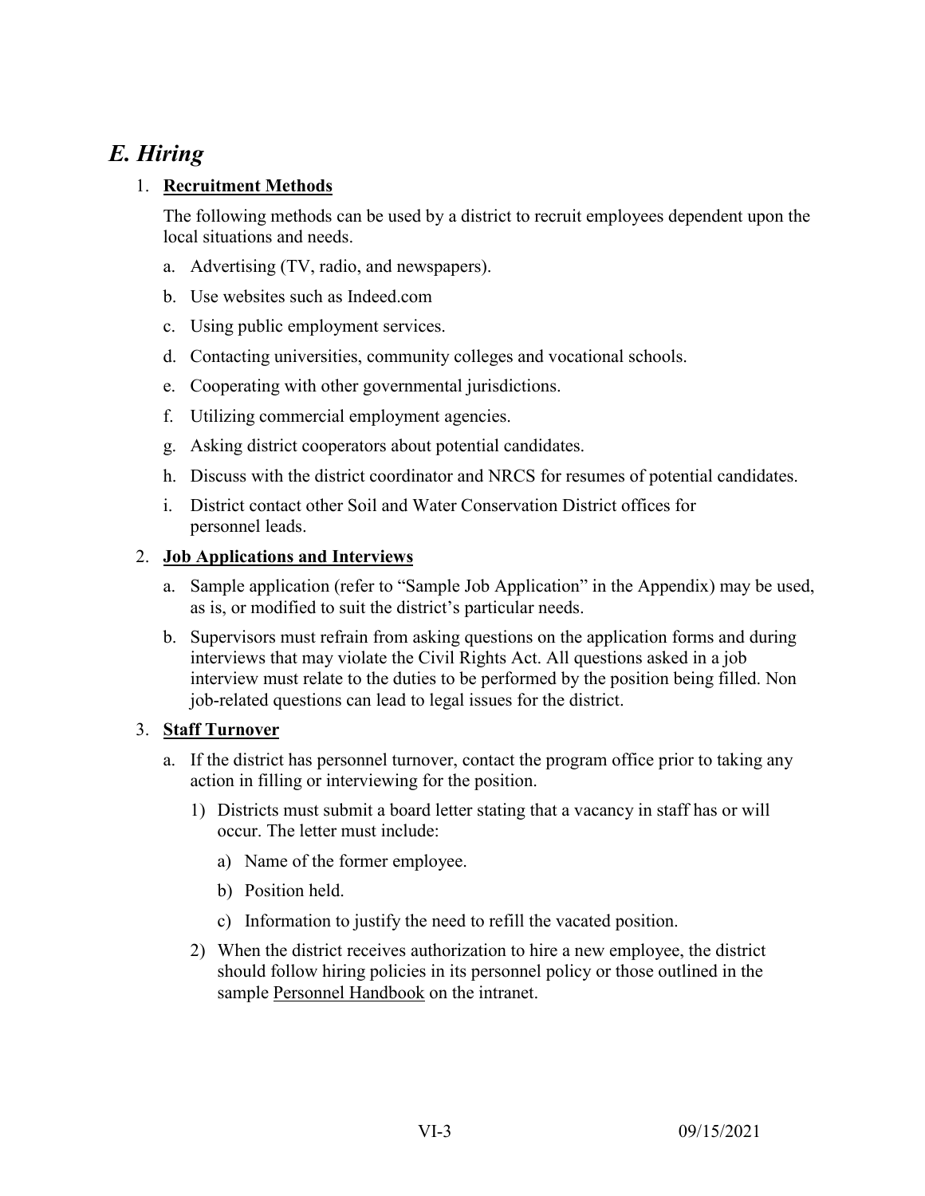## *E. Hiring*

1. **Recruitment Methods**

   The following methods can be used by a district to recruit employees dependent upon the local situations and needs.

   a. Advertising (TV, radio, and newspapers).

   b. Use websites such as Indeed.com

   c. Using public employment services.

   d. Contacting universities, community colleges and vocational schools.

   e. Cooperating with other governmental jurisdictions.

   f. Utilizing commercial employment agencies.

   g. Asking district cooperators about potential candidates.

   h. Discuss with the district coordinator and NRCS for resumes of potential candidates.

   i. District contact other Soil and Water Conservation District offices for personnel leads.

2. **Job Applications and Interviews**

   a. Sample application (refer to "Sample Job Application" in the Appendix) may be used, as is, or modified to suit the district's particular needs.

   b. Supervisors must refrain from asking questions on the application forms and during interviews that may violate the Civil Rights Act. All questions asked in a job interview must relate to the duties to be performed by the position being filled. Non job-related questions can lead to legal issues for the district.

3. **Staff Turnover**

   a. If the district has personnel turnover, contact the program office prior to taking any action in filling or interviewing for the position.

      1) Districts must submit a board letter stating that a vacancy in staff has or will occur. The letter must include:

         a) Name of the former employee.

         b) Position held.

         c) Information to justify the need to refill the vacated position.

      2) When the district receives authorization to hire a new employee, the district should follow hiring policies in its personnel policy or those outlined in the sample Personnel Handbook on the intranet.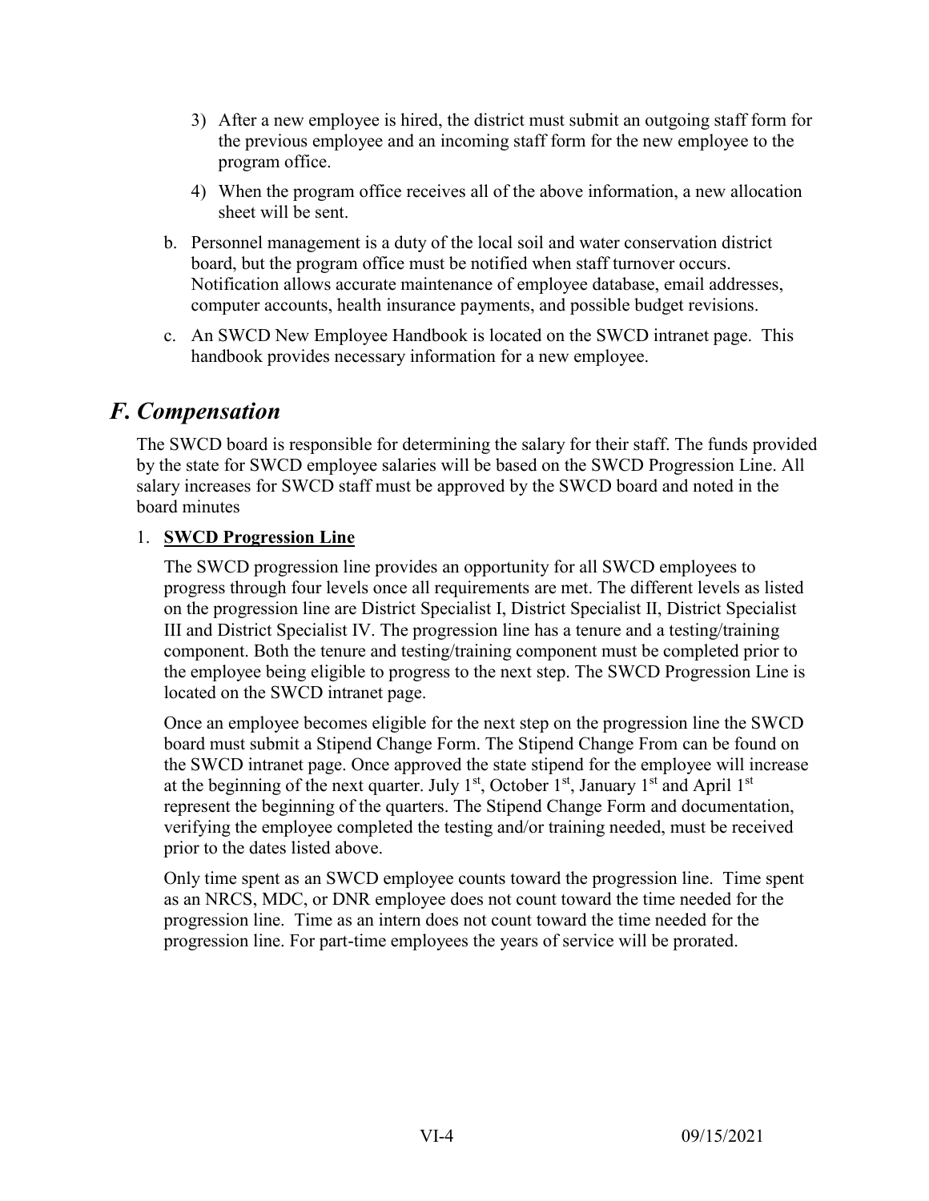3) After a new employee is hired, the district must submit an outgoing staff form for the previous employee and an incoming staff form for the new employee to the program office.
4) When the program office receives all of the above information, a new allocation sheet will be sent.

b. Personnel management is a duty of the local soil and water conservation district board, but the program office must be notified when staff turnover occurs. Notification allows accurate maintenance of employee database, email addresses, computer accounts, health insurance payments, and possible budget revisions.

c. An SWCD New Employee Handbook is located on the SWCD intranet page. This handbook provides necessary information for a new employee.

## *F. Compensation*

The SWCD board is responsible for determining the salary for their staff. The funds provided by the state for SWCD employee salaries will be based on the SWCD Progression Line. All salary increases for SWCD staff must be approved by the SWCD board and noted in the board minutes

1. **SWCD Progression Line**

   The SWCD progression line provides an opportunity for all SWCD employees to progress through four levels once all requirements are met. The different levels as listed on the progression line are District Specialist I, District Specialist II, District Specialist III and District Specialist IV. The progression line has a tenure and a testing/training component. Both the tenure and testing/training component must be completed prior to the employee being eligible to progress to the next step. The SWCD Progression Line is located on the SWCD intranet page.

   Once an employee becomes eligible for the next step on the progression line the SWCD board must submit a Stipend Change Form. The Stipend Change From can be found on the SWCD intranet page. Once approved the state stipend for the employee will increase at the beginning of the next quarter. July 1st, October 1st, January 1st and April 1st represent the beginning of the quarters. The Stipend Change Form and documentation, verifying the employee completed the testing and/or training needed, must be received prior to the dates listed above.

   Only time spent as an SWCD employee counts toward the progression line. Time spent as an NRCS, MDC, or DNR employee does not count toward the time needed for the progression line. Time as an intern does not count toward the time needed for the progression line. For part-time employees the years of service will be prorated.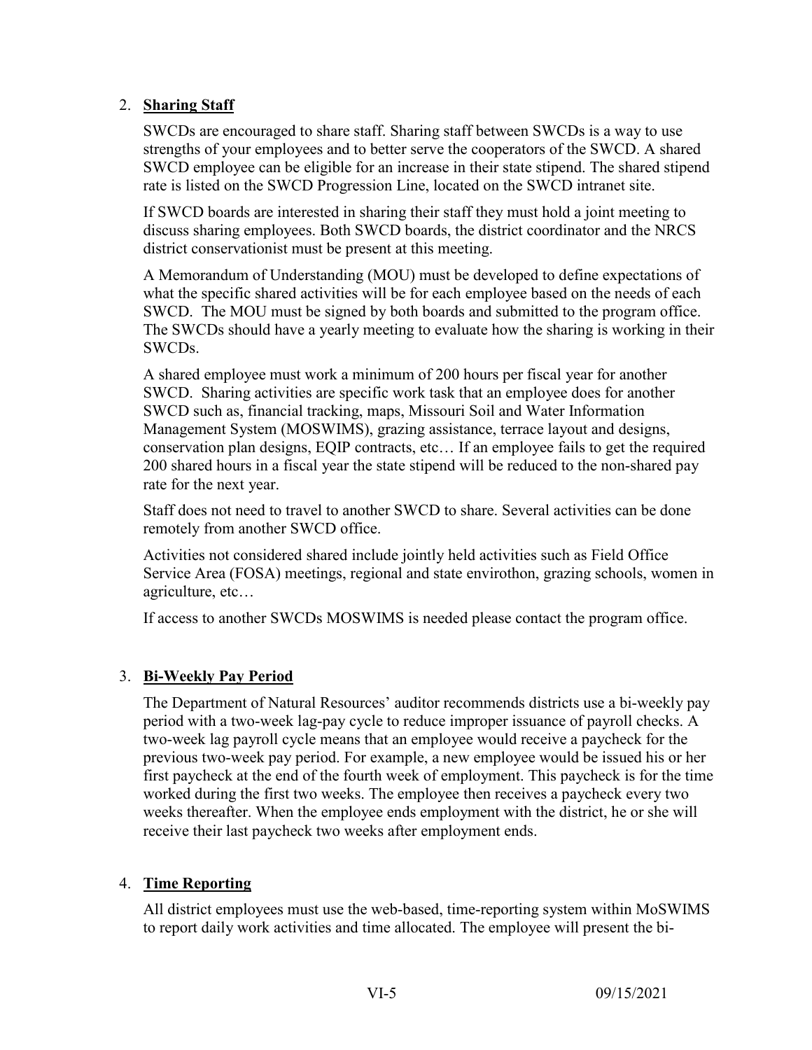2. **Sharing Staff**

   SWCDs are encouraged to share staff. Sharing staff between SWCDs is a way to use strengths of your employees and to better serve the cooperators of the SWCD. A shared SWCD employee can be eligible for an increase in their state stipend. The shared stipend rate is listed on the SWCD Progression Line, located on the SWCD intranet site.

   If SWCD boards are interested in sharing their staff they must hold a joint meeting to discuss sharing employees. Both SWCD boards, the district coordinator and the NRCS district conservationist must be present at this meeting.

   A Memorandum of Understanding (MOU) must be developed to define expectations of what the specific shared activities will be for each employee based on the needs of each SWCD. The MOU must be signed by both boards and submitted to the program office. The SWCDs should have a yearly meeting to evaluate how the sharing is working in their SWCDs.

   A shared employee must work a minimum of 200 hours per fiscal year for another SWCD. Sharing activities are specific work task that an employee does for another SWCD such as, financial tracking, maps, Missouri Soil and Water Information Management System (MOSWIMS), grazing assistance, terrace layout and designs, conservation plan designs, EQIP contracts, etc… If an employee fails to get the required 200 shared hours in a fiscal year the state stipend will be reduced to the non-shared pay rate for the next year.

   Staff does not need to travel to another SWCD to share. Several activities can be done remotely from another SWCD office.

   Activities not considered shared include jointly held activities such as Field Office Service Area (FOSA) meetings, regional and state envirothon, grazing schools, women in agriculture, etc…

   If access to another SWCDs MOSWIMS is needed please contact the program office.

3. **Bi-Weekly Pay Period**

   The Department of Natural Resources' auditor recommends districts use a bi-weekly pay period with a two-week lag-pay cycle to reduce improper issuance of payroll checks. A two-week lag payroll cycle means that an employee would receive a paycheck for the previous two-week pay period. For example, a new employee would be issued his or her first paycheck at the end of the fourth week of employment. This paycheck is for the time worked during the first two weeks. The employee then receives a paycheck every two weeks thereafter. When the employee ends employment with the district, he or she will receive their last paycheck two weeks after employment ends.

4. **Time Reporting**

   All district employees must use the web-based, time-reporting system within MoSWIMS to report daily work activities and time allocated. The employee will present the bi-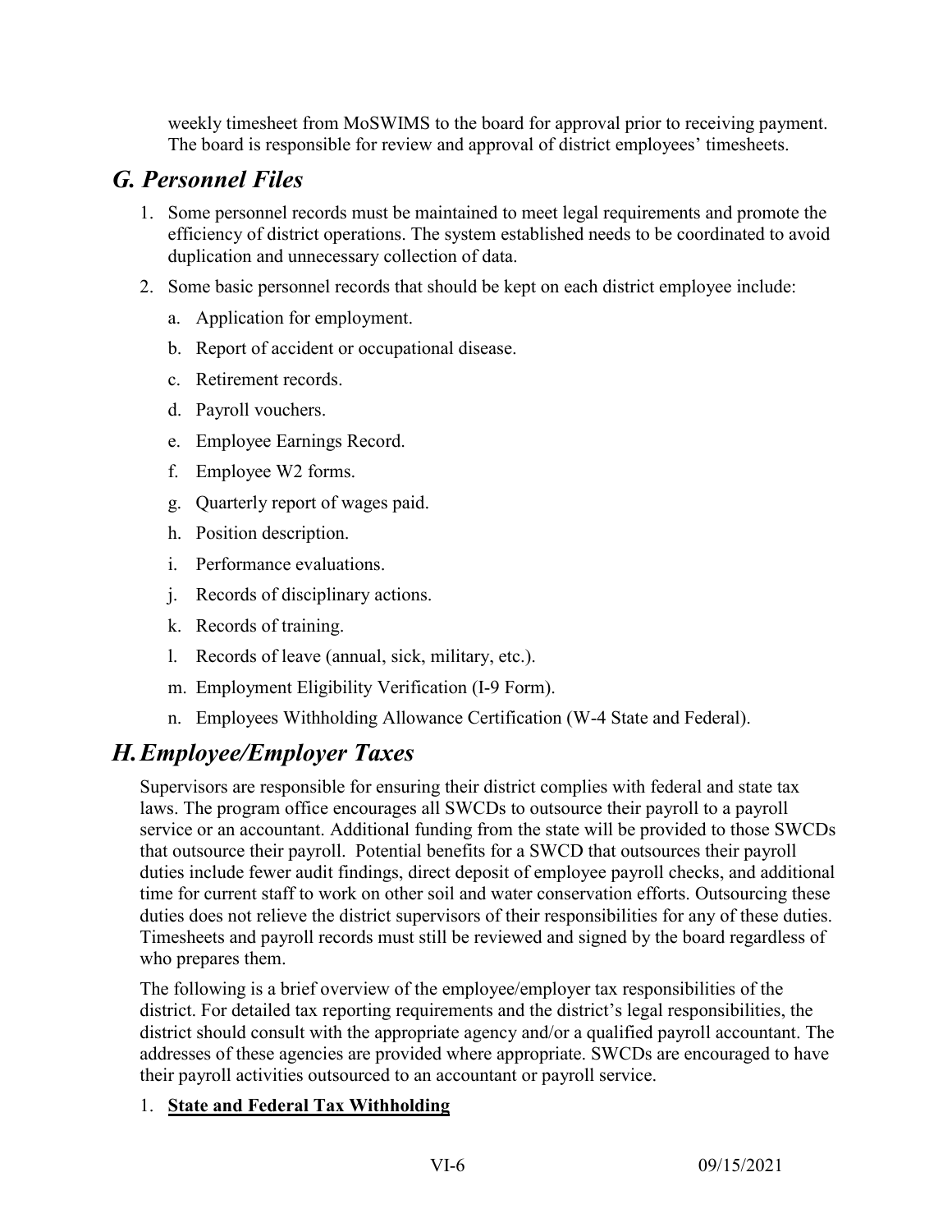weekly timesheet from MoSWIMS to the board for approval prior to receiving payment. The board is responsible for review and approval of district employees' timesheets.

## *G. Personnel Files*

1. Some personnel records must be maintained to meet legal requirements and promote the efficiency of district operations. The system established needs to be coordinated to avoid duplication and unnecessary collection of data.
2. Some basic personnel records that should be kept on each district employee include:
    a. Application for employment.
    b. Report of accident or occupational disease.
    c. Retirement records.
    d. Payroll vouchers.
    e. Employee Earnings Record.
    f. Employee W2 forms.
    g. Quarterly report of wages paid.
    h. Position description.
    i. Performance evaluations.
    j. Records of disciplinary actions.
    k. Records of training.
    l. Records of leave (annual, sick, military, etc.).
    m. Employment Eligibility Verification (I-9 Form).
    n. Employees Withholding Allowance Certification (W-4 State and Federal).

## *H. Employee/Employer Taxes*

Supervisors are responsible for ensuring their district complies with federal and state tax laws. The program office encourages all SWCDs to outsource their payroll to a payroll service or an accountant. Additional funding from the state will be provided to those SWCDs that outsource their payroll. Potential benefits for a SWCD that outsources their payroll duties include fewer audit findings, direct deposit of employee payroll checks, and additional time for current staff to work on other soil and water conservation efforts. Outsourcing these duties does not relieve the district supervisors of their responsibilities for any of these duties. Timesheets and payroll records must still be reviewed and signed by the board regardless of who prepares them.

The following is a brief overview of the employee/employer tax responsibilities of the district. For detailed tax reporting requirements and the district's legal responsibilities, the district should consult with the appropriate agency and/or a qualified payroll accountant. The addresses of these agencies are provided where appropriate. SWCDs are encouraged to have their payroll activities outsourced to an accountant or payroll service.

1. **State and Federal Tax Withholding**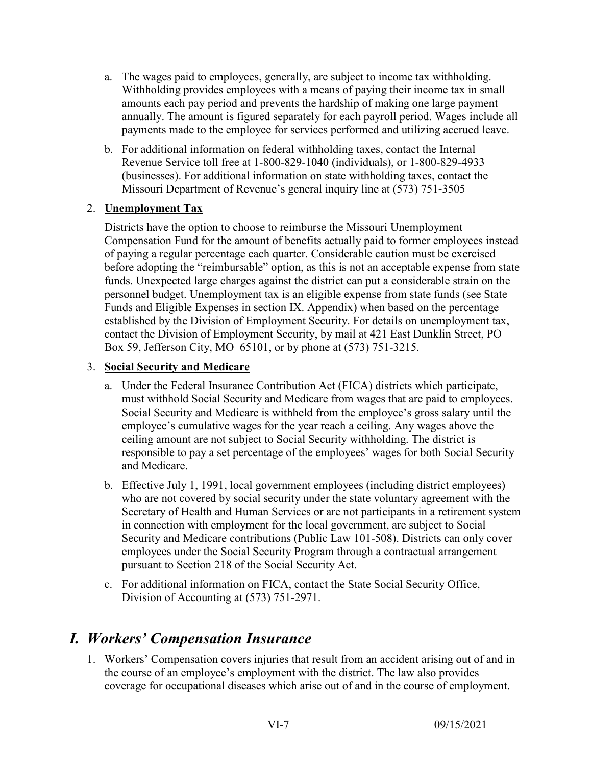a. The wages paid to employees, generally, are subject to income tax withholding. Withholding provides employees with a means of paying their income tax in small amounts each pay period and prevents the hardship of making one large payment annually. The amount is figured separately for each payroll period. Wages include all payments made to the employee for services performed and utilizing accrued leave.

b. For additional information on federal withholding taxes, contact the Internal Revenue Service toll free at 1-800-829-1040 (individuals), or 1-800-829-4933 (businesses). For additional information on state withholding taxes, contact the Missouri Department of Revenue's general inquiry line at (573) 751-3505

2. **Unemployment Tax**

Districts have the option to choose to reimburse the Missouri Unemployment Compensation Fund for the amount of benefits actually paid to former employees instead of paying a regular percentage each quarter. Considerable caution must be exercised before adopting the "reimbursable" option, as this is not an acceptable expense from state funds. Unexpected large charges against the district can put a considerable strain on the personnel budget. Unemployment tax is an eligible expense from state funds (see State Funds and Eligible Expenses in section IX. Appendix) when based on the percentage established by the Division of Employment Security. For details on unemployment tax, contact the Division of Employment Security, by mail at 421 East Dunklin Street, PO Box 59, Jefferson City, MO 65101, or by phone at (573) 751-3215.

3. **Social Security and Medicare**

a. Under the Federal Insurance Contribution Act (FICA) districts which participate, must withhold Social Security and Medicare from wages that are paid to employees. Social Security and Medicare is withheld from the employee's gross salary until the employee's cumulative wages for the year reach a ceiling. Any wages above the ceiling amount are not subject to Social Security withholding. The district is responsible to pay a set percentage of the employees' wages for both Social Security and Medicare.

b. Effective July 1, 1991, local government employees (including district employees) who are not covered by social security under the state voluntary agreement with the Secretary of Health and Human Services or are not participants in a retirement system in connection with employment for the local government, are subject to Social Security and Medicare contributions (Public Law 101-508). Districts can only cover employees under the Social Security Program through a contractual arrangement pursuant to Section 218 of the Social Security Act.

c. For additional information on FICA, contact the State Social Security Office, Division of Accounting at (573) 751-2971.

## *I. Workers' Compensation Insurance*

1. Workers' Compensation covers injuries that result from an accident arising out of and in the course of an employee's employment with the district. The law also provides coverage for occupational diseases which arise out of and in the course of employment.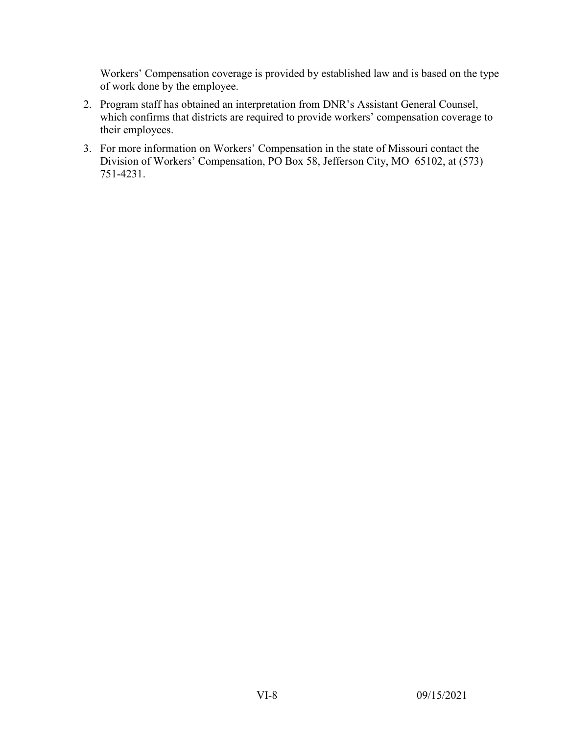Workers' Compensation coverage is provided by established law and is based on the type of work done by the employee.

2. Program staff has obtained an interpretation from DNR's Assistant General Counsel, which confirms that districts are required to provide workers' compensation coverage to their employees.
3. For more information on Workers' Compensation in the state of Missouri contact the Division of Workers' Compensation, PO Box 58, Jefferson City, MO 65102, at (573) 751-4231.